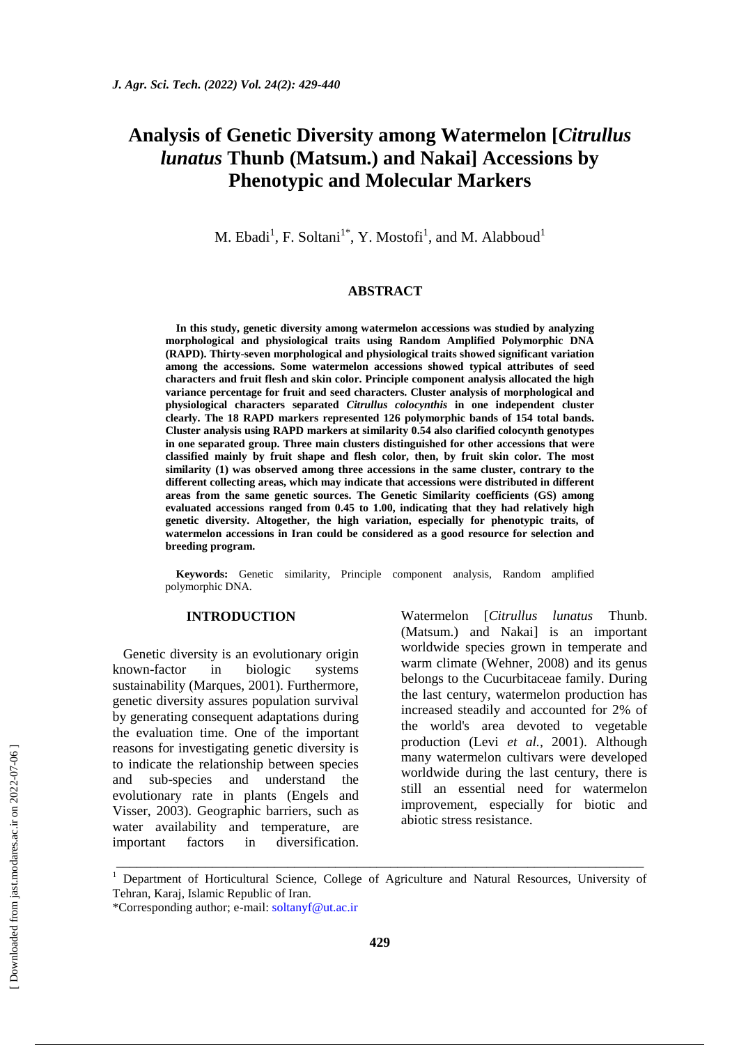# Analysis of Genetic Diversity among Watermelon [*Citrullus lunatus* Thunb (Matsum.) and Nakai] Accessions by Phenotypic and Molecular Markers

M. Ebadi[1], F. Soltani[1*], Y. Mostofi[1], and M. Alabboud[1]

## ABSTRACT

**In this study, genetic diversity among watermelon accessions was studied by analyzing morphological and physiological traits using Random Amplified Polymorphic DNA (RAPD). Thirty-seven morphological and physiological traits showed significant variation among the accessions. Some watermelon accessions showed typical attributes of seed characters and fruit flesh and skin color. Principle component analysis allocated the high variance percentage for fruit and seed characters. Cluster analysis of morphological and physiological characters separated *Citrullus colocynthis* in one independent cluster clearly. The 18 RAPD markers represented 126 polymorphic bands of 154 total bands. Cluster analysis using RAPD markers at similarity 0.54 also clarified colocynth genotypes in one separated group. Three main clusters distinguished for other accessions that were classified mainly by fruit shape and flesh color, then, by fruit skin color. The most similarity (1) was observed among three accessions in the same cluster, contrary to the different collecting areas, which may indicate that accessions were distributed in different areas from the same genetic sources. The Genetic Similarity coefficients (GS) among evaluated accessions ranged from 0.45 to 1.00, indicating that they had relatively high genetic diversity. Altogether, the high variation, especially for phenotypic traits, of watermelon accessions in Iran could be considered as a good resource for selection and breeding program.**

**Keywords:** Genetic similarity, Principle component analysis, Random amplified polymorphic DNA.

## INTRODUCTION

Genetic diversity is an evolutionary origin known-factor in biologic systems sustainability (Marques, 2001). Furthermore, genetic diversity assures population survival by generating consequent adaptations during the evaluation time. One of the important reasons for investigating genetic diversity is to indicate the relationship between species and sub-species and understand the evolutionary rate in plants (Engels and Visser, 2003). Geographic barriers, such as water availability and temperature, are important factors in diversification. Watermelon [*Citrullus lunatus* Thunb. (Matsum.) and Nakai] is an important worldwide species grown in temperate and warm climate (Wehner, 2008) and its genus belongs to the Cucurbitaceae family. During the last century, watermelon production has increased steadily and accounted for 2% of the world's area devoted to vegetable production (Levi *et al.,* 2001). Although many watermelon cultivars were developed worldwide during the last century, there is still an essential need for watermelon improvement, especially for biotic and abiotic stress resistance.

---

[1] Department of Horticultural Science, College of Agriculture and Natural Resources, University of Tehran, Karaj, Islamic Republic of Iran.

*Corresponding author; e-mail: soltanyf@ut.ac.ir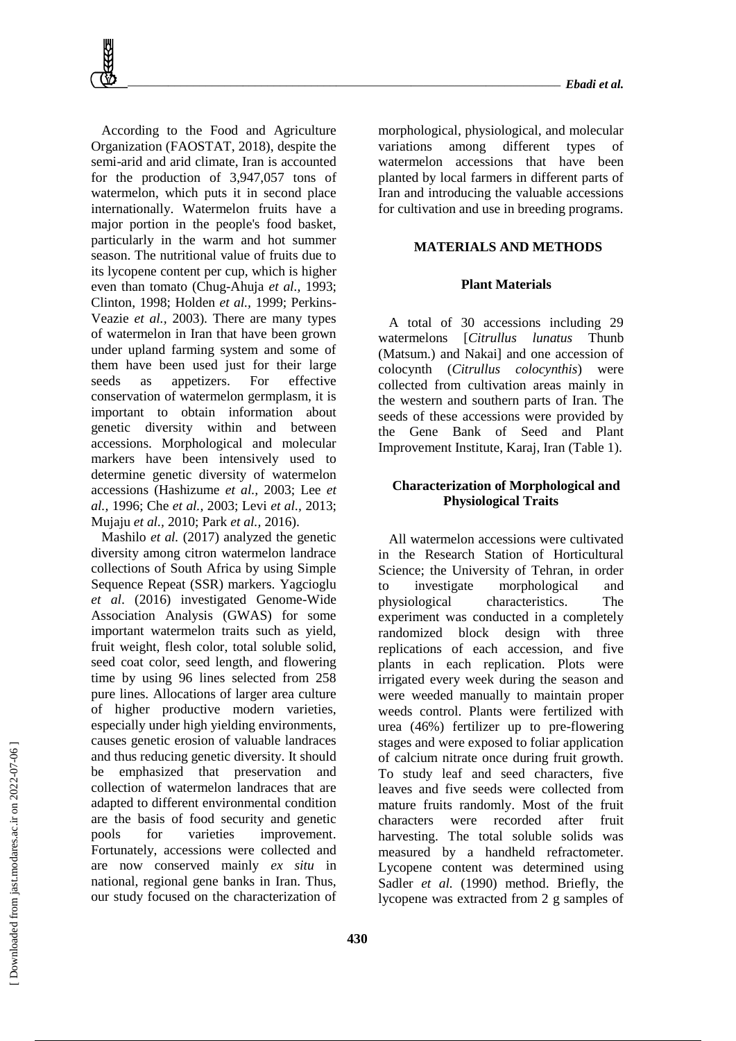According to the Food and Agriculture Organization (FAOSTAT, 2018), despite the semi-arid and arid climate, Iran is accounted for the production of 3,947,057 tons of watermelon, which puts it in second place internationally. Watermelon fruits have a major portion in the people's food basket, particularly in the warm and hot summer season. The nutritional value of fruits due to its lycopene content per cup, which is higher even than tomato (Chug-Ahuja *et al.,* 1993; Clinton, 1998; Holden *et al.,* 1999; Perkins-Veazie *et al.,* 2003). There are many types of watermelon in Iran that have been grown under upland farming system and some of them have been used just for their large seeds as appetizers. For effective conservation of watermelon germplasm, it is important to obtain information about genetic diversity within and between accessions. Morphological and molecular markers have been intensively used to determine genetic diversity of watermelon accessions (Hashizume *et al.,* 2003; Lee *et al.,* 1996; Che *et al.,* 2003; Levi *et al.,* 2013; Mujaju *et al.,* 2010; Park *et al.,* 2016).

Mashilo *et al.* (2017) analyzed the genetic diversity among citron watermelon landrace collections of South Africa by using Simple Sequence Repeat (SSR) markers. Yagcioglu *et al*. (2016) investigated Genome-Wide Association Analysis (GWAS) for some important watermelon traits such as yield, fruit weight, flesh color, total soluble solid, seed coat color, seed length, and flowering time by using 96 lines selected from 258 pure lines. Allocations of larger area culture of higher productive modern varieties, especially under high yielding environments, causes genetic erosion of valuable landraces and thus reducing genetic diversity. It should be emphasized that preservation and collection of watermelon landraces that are adapted to different environmental condition are the basis of food security and genetic pools for varieties improvement. Fortunately, accessions were collected and are now conserved mainly *ex situ* in national, regional gene banks in Iran. Thus, our study focused on the characterization of morphological, physiological, and molecular variations among different types of watermelon accessions that have been planted by local farmers in different parts of Iran and introducing the valuable accessions for cultivation and use in breeding programs.

## MATERIALS AND METHODS

### Plant Materials

A total of 30 accessions including 29 watermelons [*Citrullus lunatus* Thunb (Matsum.) and Nakai] and one accession of colocynth (*Citrullus colocynthis*) were collected from cultivation areas mainly in the western and southern parts of Iran. The seeds of these accessions were provided by the Gene Bank of Seed and Plant Improvement Institute, Karaj, Iran (Table 1).

### Characterization of Morphological and Physiological Traits

All watermelon accessions were cultivated in the Research Station of Horticultural Science; the University of Tehran, in order to investigate morphological and physiological characteristics. The experiment was conducted in a completely randomized block design with three replications of each accession, and five plants in each replication. Plots were irrigated every week during the season and were weeded manually to maintain proper weeds control. Plants were fertilized with urea (46%) fertilizer up to pre-flowering stages and were exposed to foliar application of calcium nitrate once during fruit growth. To study leaf and seed characters, five leaves and five seeds were collected from mature fruits randomly. Most of the fruit characters were recorded after fruit harvesting. The total soluble solids was measured by a handheld refractometer. Lycopene content was determined using Sadler *et al.* (1990) method. Briefly, the lycopene was extracted from 2 g samples of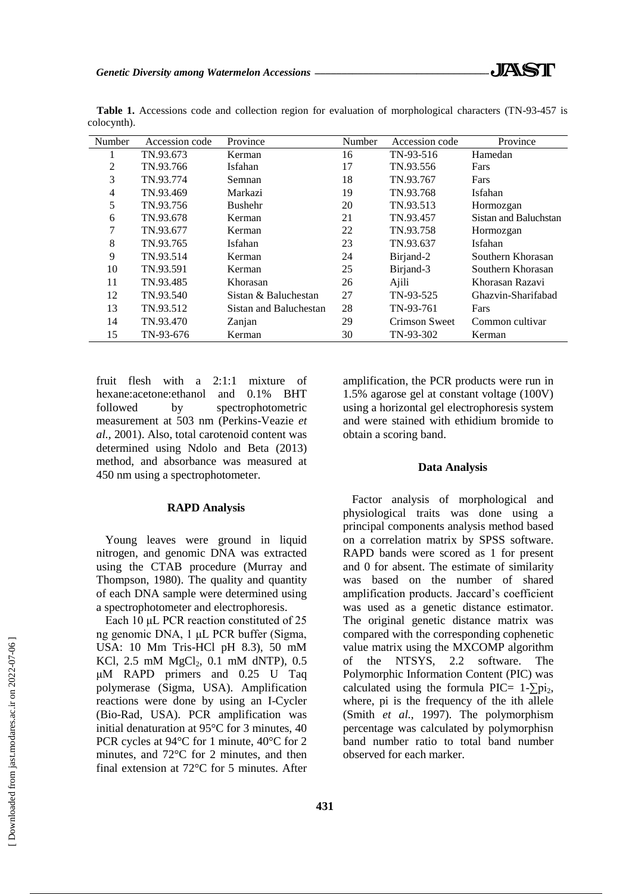**Table 1.** Accessions code and collection region for evaluation of morphological characters (TN-93-457 is colocynth).

| Number | Accession code | Province | Number | Accession code | Province |
|---|---|---|---|---|---|
| 1 | TN.93.673 | Kerman | 16 | TN-93-516 | Hamedan |
| 2 | TN.93.766 | Isfahan | 17 | TN.93.556 | Fars |
| 3 | TN.93.774 | Semnan | 18 | TN.93.767 | Fars |
| 4 | TN.93.469 | Markazi | 19 | TN.93.768 | Isfahan |
| 5 | TN.93.756 | Bushehr | 20 | TN.93.513 | Hormozgan |
| 6 | TN.93.678 | Kerman | 21 | TN.93.457 | Sistan and Baluchstan |
| 7 | TN.93.677 | Kerman | 22 | TN.93.758 | Hormozgan |
| 8 | TN.93.765 | Isfahan | 23 | TN.93.637 | Isfahan |
| 9 | TN.93.514 | Kerman | 24 | Birjand-2 | Southern Khorasan |
| 10 | TN.93.591 | Kerman | 25 | Birjand-3 | Southern Khorasan |
| 11 | TN.93.485 | Khorasan | 26 | Ajili | Khorasan Razavi |
| 12 | TN.93.540 | Sistan & Baluchestan | 27 | TN-93-525 | Ghazvin-Sharifabad |
| 13 | TN.93.512 | Sistan and Baluchestan | 28 | TN-93-761 | Fars |
| 14 | TN.93.470 | Zanjan | 29 | Crimson Sweet | Common cultivar |
| 15 | TN-93-676 | Kerman | 30 | TN-93-302 | Kerman |

fruit flesh with a 2:1:1 mixture of hexane:acetone:ethanol and 0.1% BHT followed by spectrophotometric measurement at 503 nm (Perkins-Veazie *et al.*, 2001). Also, total carotenoid content was determined using Ndolo and Beta (2013) method, and absorbance was measured at 450 nm using a spectrophotometer.

### RAPD Analysis

Young leaves were ground in liquid nitrogen, and genomic DNA was extracted using the CTAB procedure (Murray and Thompson, 1980). The quality and quantity of each DNA sample were determined using a spectrophotometer and electrophoresis.

Each 10 μL PCR reaction constituted of 25 ng genomic DNA, 1 μL PCR buffer (Sigma, USA: 10 Mm Tris-HCl pH 8.3), 50 mM KCl, 2.5 mM $MgCl_2$, 0.1 mM dNTP), 0.5 μM RAPD primers and 0.25 U Taq polymerase (Sigma, USA). Amplification reactions were done by using an I-Cycler (Bio-Rad, USA). PCR amplification was initial denaturation at 95°C for 3 minutes, 40 PCR cycles at 94°C for 1 minute, 40°C for 2 minutes, and 72°C for 2 minutes, and then final extension at 72°C for 5 minutes. After amplification, the PCR products were run in 1.5% agarose gel at constant voltage (100V) using a horizontal gel electrophoresis system and were stained with ethidium bromide to obtain a scoring band.

### Data Analysis

Factor analysis of morphological and physiological traits was done using a principal components analysis method based on a correlation matrix by SPSS software. RAPD bands were scored as 1 for present and 0 for absent. The estimate of similarity was based on the number of shared amplification products. Jaccard's coefficient was used as a genetic distance estimator. The original genetic distance matrix was compared with the corresponding cophenetic value matrix using the MXCOMP algorithm of the NTSYS, 2.2 software. The Polymorphic Information Content (PIC) was calculated using the formula PIC= $1-\sum pi_2$, where, pi is the frequency of the ith allele (Smith *et al.,* 1997). The polymorphism percentage was calculated by polymorphisn band number ratio to total band number observed for each marker.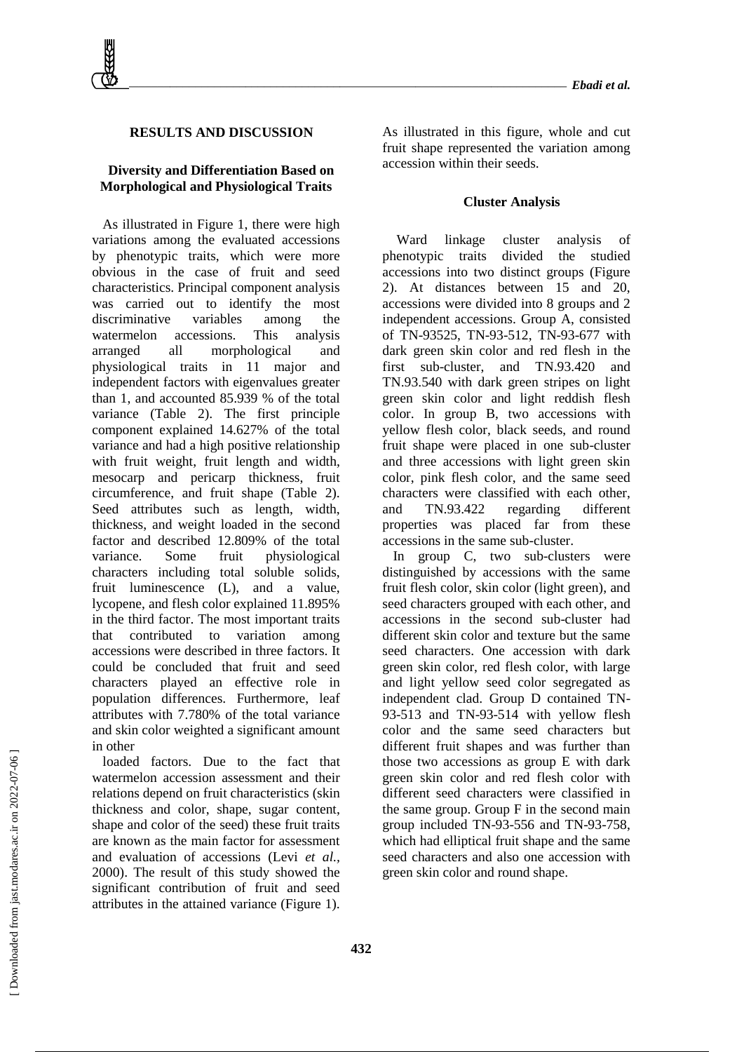## RESULTS AND DISCUSSION

### Diversity and Differentiation Based on Morphological and Physiological Traits

As illustrated in Figure 1, there were high variations among the evaluated accessions by phenotypic traits, which were more obvious in the case of fruit and seed characteristics. Principal component analysis was carried out to identify the most discriminative variables among the watermelon accessions. This analysis arranged all morphological and physiological traits in 11 major and independent factors with eigenvalues greater than 1, and accounted 85.939 % of the total variance (Table 2). The first principle component explained 14.627% of the total variance and had a high positive relationship with fruit weight, fruit length and width, mesocarp and pericarp thickness, fruit circumference, and fruit shape (Table 2). Seed attributes such as length, width, thickness, and weight loaded in the second factor and described 12.809% of the total variance. Some fruit physiological characters including total soluble solids, fruit luminescence (L), and a value, lycopene, and flesh color explained 11.895% in the third factor. The most important traits that contributed to variation among accessions were described in three factors. It could be concluded that fruit and seed characters played an effective role in population differences. Furthermore, leaf attributes with 7.780% of the total variance and skin color weighted a significant amount in other

loaded factors. Due to the fact that watermelon accession assessment and their relations depend on fruit characteristics (skin thickness and color, shape, sugar content, shape and color of the seed) these fruit traits are known as the main factor for assessment and evaluation of accessions (Levi *et al.*, 2000). The result of this study showed the significant contribution of fruit and seed attributes in the attained variance (Figure 1). As illustrated in this figure, whole and cut fruit shape represented the variation among accession within their seeds.

### Cluster Analysis

Ward linkage cluster analysis of phenotypic traits divided the studied accessions into two distinct groups (Figure 2). At distances between 15 and 20, accessions were divided into 8 groups and 2 independent accessions. Group A, consisted of TN-93525, TN-93-512, TN-93-677 with dark green skin color and red flesh in the first sub-cluster, and TN.93.420 and TN.93.540 with dark green stripes on light green skin color and light reddish flesh color. In group B, two accessions with yellow flesh color, black seeds, and round fruit shape were placed in one sub-cluster and three accessions with light green skin color, pink flesh color, and the same seed characters were classified with each other, and TN.93.422 regarding different properties was placed far from these accessions in the same sub-cluster.

In group C, two sub-clusters were distinguished by accessions with the same fruit flesh color, skin color (light green), and seed characters grouped with each other, and accessions in the second sub-cluster had different skin color and texture but the same seed characters. One accession with dark green skin color, red flesh color, with large and light yellow seed color segregated as independent clad. Group D contained TN-93-513 and TN-93-514 with yellow flesh color and the same seed characters but different fruit shapes and was further than those two accessions as group E with dark green skin color and red flesh color with different seed characters were classified in the same group. Group F in the second main group included TN-93-556 and TN-93-758, which had elliptical fruit shape and the same seed characters and also one accession with green skin color and round shape.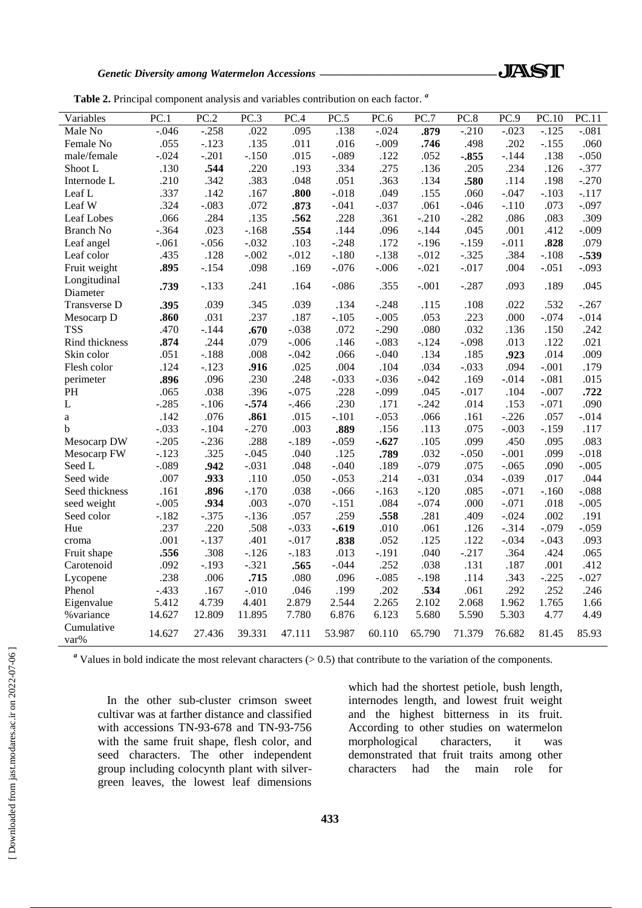**Table 2.** Principal component analysis and variables contribution on each factor. [a]

| Variables | PC.1 | PC.2 | PC.3 | PC.4 | PC.5 | PC.6 | PC.7 | PC.8 | PC.9 | PC.10 | PC.11 |
|---|---|---|---|---|---|---|---|---|---|---|---|
| Male No | -.046 | -.258 | .022 | .095 | .138 | -.024 | **.879** | -.210 | -.023 | -.125 | -.081 |
| Female No | .055 | -.123 | .135 | .011 | .016 | -.009 | **.746** | .498 | .202 | -.155 | .060 |
| male/female | -.024 | -.201 | -.150 | .015 | -.089 | .122 | .052 | **-.855** | -.144 | .138 | -.050 |
| Shoot L | .130 | **.544** | .220 | .193 | .334 | .275 | .136 | .205 | .234 | .126 | -.377 |
| Internode L | .210 | .342 | .383 | .048 | .051 | .363 | .134 | **.580** | .114 | .198 | -.270 |
| Leaf L | .337 | .142 | .167 | **.800** | -.018 | .049 | .155 | .060 | -.047 | -.103 | -.117 |
| Leaf W | .324 | -.083 | .072 | **.873** | -.041 | -.037 | .061 | -.046 | -.110 | .073 | -.097 |
| Leaf Lobes | .066 | .284 | .135 | **.562** | .228 | .361 | -.210 | -.282 | .086 | .083 | .309 |
| Branch No | -.364 | .023 | -.168 | **.554** | .144 | .096 | -.144 | .045 | .001 | .412 | -.009 |
| Leaf angel | -.061 | -.056 | -.032 | .103 | -.248 | .172 | -.196 | -.159 | -.011 | **.828** | .079 |
| Leaf color | .435 | .128 | -.002 | -.012 | -.180 | -.138 | -.012 | -.325 | .384 | -.108 | **-.539** |
| Fruit weight | **.895** | -.154 | .098 | .169 | -.076 | -.006 | -.021 | -.017 | .004 | -.051 | -.093 |
| Longitudinal Diameter | **.739** | -.133 | .241 | .164 | -.086 | .355 | -.001 | -.287 | .093 | .189 | .045 |
| Transverse D | **.395** | .039 | .345 | .039 | .134 | -.248 | .115 | .108 | .022 | .532 | -.267 |
| Mesocarp D | **.860** | .031 | .237 | .187 | -.105 | -.005 | .053 | .223 | .000 | -.074 | -.014 |
| TSS | .470 | -.144 | **.670** | -.038 | .072 | -.290 | .080 | .032 | .136 | .150 | .242 |
| Rind thickness | **.874** | .244 | .079 | -.006 | .146 | -.083 | -.124 | -.098 | .013 | .122 | .021 |
| Skin color | .051 | -.188 | .008 | -.042 | .066 | -.040 | .134 | .185 | **.923** | .014 | .009 |
| Flesh color | .124 | -.123 | **.916** | .025 | .004 | .104 | .034 | -.033 | .094 | -.001 | .179 |
| perimeter | **.896** | .096 | .230 | .248 | -.033 | -.036 | -.042 | .169 | -.014 | -.081 | .015 |
| PH | .065 | .038 | .396 | -.075 | .228 | -.099 | .045 | -.017 | .104 | -.007 | **.722** |
| L | -.285 | -.106 | **-.574** | -.466 | .230 | .171 | -.242 | .014 | .153 | -.071 | .090 |
| a | .142 | .076 | **.861** | .015 | -.101 | -.053 | .066 | .161 | -.226 | .057 | -.014 |
| b | -.033 | -.104 | -.270 | .003 | **.889** | .156 | .113 | .075 | -.003 | -.159 | .117 |
| Mesocarp DW | -.205 | -.236 | .288 | -.189 | -.059 | **-.627** | .105 | .099 | .450 | .095 | .083 |
| Mesocarp FW | -.123 | .325 | -.045 | .040 | .125 | **.789** | .032 | -.050 | -.001 | .099 | -.018 |
| Seed L | -.089 | **.942** | -.031 | .048 | -.040 | .189 | -.079 | .075 | -.065 | .090 | -.005 |
| Seed wide | .007 | **.933** | .110 | .050 | -.053 | .214 | -.031 | .034 | -.039 | .017 | .044 |
| Seed thickness | .161 | **.896** | -.170 | .038 | -.066 | -.163 | -.120 | .085 | -.071 | -.160 | -.088 |
| seed weight | -.005 | **.934** | .003 | -.070 | -.151 | .084 | -.074 | .000 | -.071 | .018 | -.005 |
| Seed color | -.182 | -.375 | -.136 | .057 | .259 | **.558** | .281 | .409 | -.024 | .002 | .191 |
| Hue | .237 | .220 | .508 | -.033 | **-.619** | .010 | .061 | .126 | -.314 | -.079 | -.059 |
| croma | .001 | -.137 | .401 | -.017 | **.838** | .052 | .125 | .122 | -.034 | -.043 | .093 |
| Fruit shape | **.556** | .308 | -.126 | -.183 | .013 | -.191 | .040 | -.217 | .364 | .424 | .065 |
| Carotenoid | .092 | -.193 | -.321 | **.565** | -.044 | .252 | .038 | .131 | .187 | .001 | .412 |
| Lycopene | .238 | .006 | **.715** | .080 | .096 | -.085 | -.198 | .114 | .343 | -.225 | -.027 |
| Phenol | -.433 | .167 | -.010 | .046 | .199 | .202 | **.534** | .061 | .292 | .252 | .246 |
| Eigenvalue | 5.412 | 4.739 | 4.401 | 2.879 | 2.544 | 2.265 | 2.102 | 2.068 | 1.962 | 1.765 | 1.66 |
| %variance | 14.627 | 12.809 | 11.895 | 7.780 | 6.876 | 6.123 | 5.680 | 5.590 | 5.303 | 4.77 | 4.49 |
| Cumulative var% | 14.627 | 27.436 | 39.331 | 47.111 | 53.987 | 60.110 | 65.790 | 71.379 | 76.682 | 81.45 | 85.93 |

[a] Values in bold indicate the most relevant characters (> 0.5) that contribute to the variation of the components.

In the other sub-cluster crimson sweet cultivar was at farther distance and classified with accessions TN-93-678 and TN-93-756 with the same fruit shape, flesh color, and seed characters. The other independent group including colocynth plant with silver-green leaves, the lowest leaf dimensions which had the shortest petiole, bush length, internodes length, and lowest fruit weight and the highest bitterness in its fruit. According to other studies on watermelon morphological characters, it was demonstrated that fruit traits among other characters had the main role for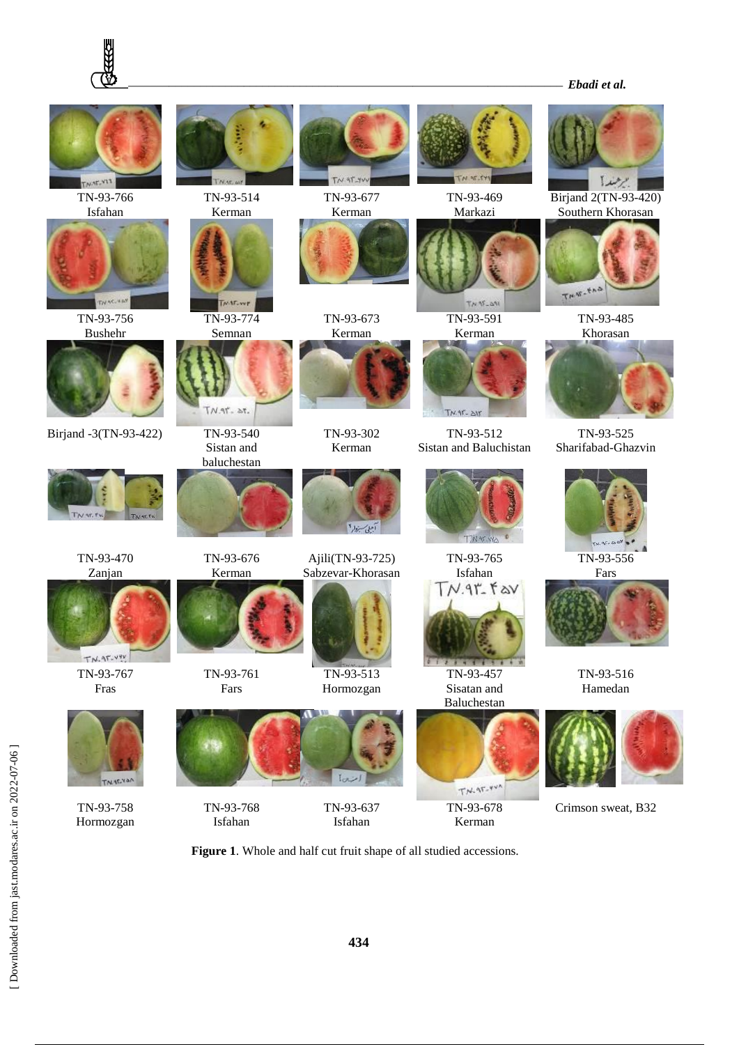| | | | | |
|---|---|---|---|---|
| TN-93-766 Isfahan | TN-93-514 Kerman | TN-93-677 Kerman | TN-93-469 Markazi | Birjand 2(TN-93-420) Southern Khorasan |
| TN-93-756 Bushehr | TN-93-774 Semnan | TN-93-673 Kerman | TN-93-591 Kerman | TN-93-485 Khorasan |
| Birjand -3(TN-93-422) | TN-93-540 Sistan and baluchestan | TN-93-302 Kerman | TN-93-512 Sistan and Baluchistan | TN-93-525 Sharifabad-Ghazvin |
| TN-93-470 Zanjan | TN-93-676 Kerman | Ajili(TN-93-725) Sabzevar-Khorasan | TN-93-765 Isfahan | TN-93-556 Fars |
| TN-93-767 Fras | TN-93-761 Fars | TN-93-513 Hormozgan | TN-93-457 Sisatan and Baluchestan | TN-93-516 Hamedan |
| TN-93-758 Hormozgan | TN-93-768 Isfahan | TN-93-637 Isfahan | TN-93-678 Kerman | Crimson sweat, B32 |

**Figure 1**. Whole and half cut fruit shape of all studied accessions.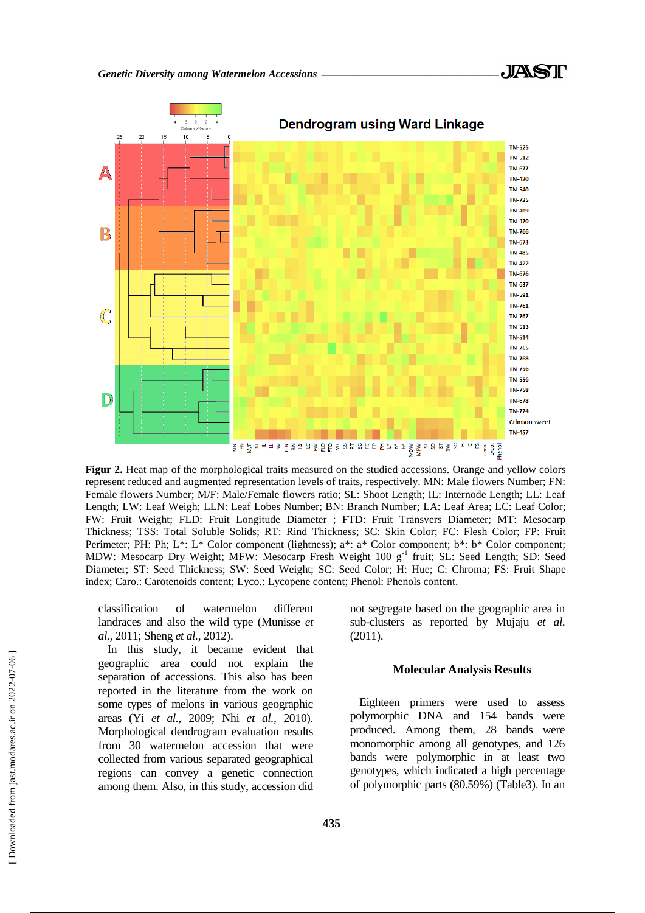**Figur 2.** Heat map of the morphological traits measured on the studied accessions. Orange and yellow colors represent reduced and augmented representation levels of traits, respectively. MN: Male flowers Number; FN: Female flowers Number; M/F: Male/Female flowers ratio; SL: Shoot Length; IL: Internode Length; LL: Leaf Length; LW: Leaf Weigh; LLN: Leaf Lobes Number; BN: Branch Number; LA: Leaf Area; LC: Leaf Color; FW: Fruit Weight; FLD: Fruit Longitude Diameter ; FTD: Fruit Transvers Diameter; MT: Mesocarp Thickness; TSS: Total Soluble Solids; RT: Rind Thickness; SC: Skin Color; FC: Flesh Color; FP: Fruit Perimeter; PH: Ph; L*: L* Color component (lightness); a*: a* Color component; b*: b* Color component; MDW: Mesocarp Dry Weight; MFW: Mesocarp Fresh Weight 100 $g^{-1}$ fruit; SL: Seed Length; SD: Seed Diameter; ST: Seed Thickness; SW: Seed Weight; SC: Seed Color; H: Hue; C: Chroma; FS: Fruit Shape index; Caro.: Carotenoids content; Lyco.: Lycopene content; Phenol: Phenols content.

classification of watermelon different landraces and also the wild type (Munisse *et al.*, 2011; Sheng *et al.*, 2012).

In this study, it became evident that geographic area could not explain the separation of accessions. This also has been reported in the literature from the work on some types of melons in various geographic areas (Yi *et al.,* 2009; Nhi *et al.,* 2010). Morphological dendrogram evaluation results from 30 watermelon accession that were collected from various separated geographical regions can convey a genetic connection among them. Also, in this study, accession did not segregate based on the geographic area in sub-clusters as reported by Mujaju *et al.* (2011).

## Molecular Analysis Results

Eighteen primers were used to assess polymorphic DNA and 154 bands were produced. Among them, 28 bands were monomorphic among all genotypes, and 126 bands were polymorphic in at least two genotypes, which indicated a high percentage of polymorphic parts (80.59%) (Table3). In an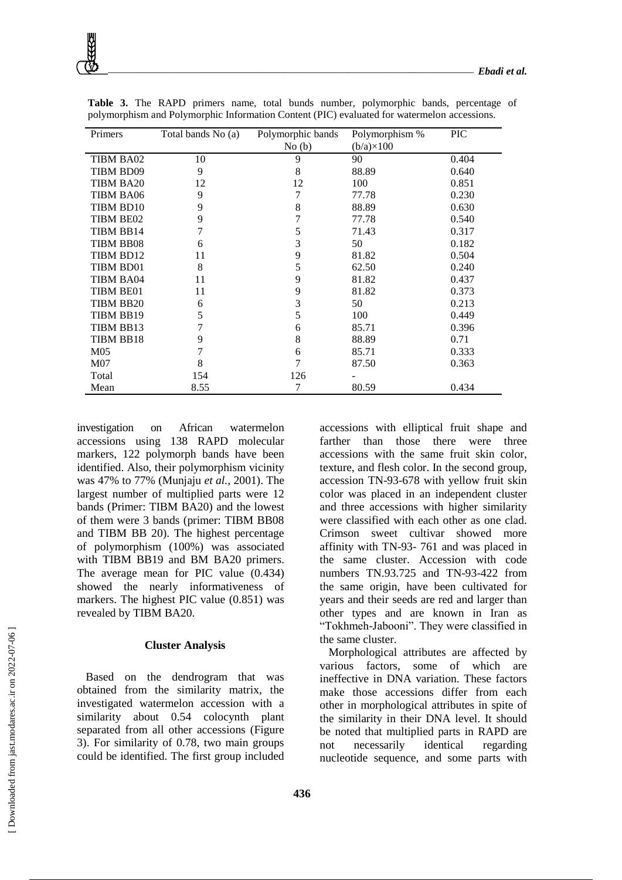**Table 3.** The RAPD primers name, total bunds number, polymorphic bands, percentage of polymorphism and Polymorphic Information Content (PIC) evaluated for watermelon accessions.

| Primers | Total bands No (a) | Polymorphic bands No (b) | Polymorphism % (b/a)×100 | PIC |
|---|---|---|---|---|
| TIBM BA02 | 10 | 9 | 90 | 0.404 |
| TIBM BD09 | 9 | 8 | 88.89 | 0.640 |
| TIBM BA20 | 12 | 12 | 100 | 0.851 |
| TIBM BA06 | 9 | 7 | 77.78 | 0.230 |
| TIBM BD10 | 9 | 8 | 88.89 | 0.630 |
| TIBM BE02 | 9 | 7 | 77.78 | 0.540 |
| TIBM BB14 | 7 | 5 | 71.43 | 0.317 |
| TIBM BB08 | 6 | 3 | 50 | 0.182 |
| TIBM BD12 | 11 | 9 | 81.82 | 0.504 |
| TIBM BD01 | 8 | 5 | 62.50 | 0.240 |
| TIBM BA04 | 11 | 9 | 81.82 | 0.437 |
| TIBM BE01 | 11 | 9 | 81.82 | 0.373 |
| TIBM BB20 | 6 | 3 | 50 | 0.213 |
| TIBM BB19 | 5 | 5 | 100 | 0.449 |
| TIBM BB13 | 7 | 6 | 85.71 | 0.396 |
| TIBM BB18 | 9 | 8 | 88.89 | 0.71 |
| M05 | 7 | 6 | 85.71 | 0.333 |
| M07 | 8 | 7 | 87.50 | 0.363 |
| Total | 154 | 126 | - | |
| Mean | 8.55 | 7 | 80.59 | 0.434 |

investigation on African watermelon accessions using 138 RAPD molecular markers, 122 polymorph bands have been identified. Also, their polymorphism vicinity was 47% to 77% (Munjaju *et al.,* 2001). The largest number of multiplied parts were 12 bands (Primer: TIBM BA20) and the lowest of them were 3 bands (primer: TIBM BB08 and TIBM BB 20). The highest percentage of polymorphism (100%) was associated with TIBM BB19 and BM BA20 primers. The average mean for PIC value (0.434) showed the nearly informativeness of markers. The highest PIC value (0.851) was revealed by TIBM BA20.

### Cluster Analysis

Based on the dendrogram that was obtained from the similarity matrix, the investigated watermelon accession with a similarity about 0.54 colocynth plant separated from all other accessions (Figure 3). For similarity of 0.78, two main groups could be identified. The first group included accessions with elliptical fruit shape and farther than those there were three accessions with the same fruit skin color, texture, and flesh color. In the second group, accession TN-93-678 with yellow fruit skin color was placed in an independent cluster and three accessions with higher similarity were classified with each other as one clad. Crimson sweet cultivar showed more affinity with TN-93- 761 and was placed in the same cluster. Accession with code numbers TN.93.725 and TN-93-422 from the same origin, have been cultivated for years and their seeds are red and larger than other types and are known in Iran as "Tokhmeh-Jabooni". They were classified in the same cluster.

Morphological attributes are affected by various factors, some of which are ineffective in DNA variation. These factors make those accessions differ from each other in morphological attributes in spite of the similarity in their DNA level. It should be noted that multiplied parts in RAPD are not necessarily identical regarding nucleotide sequence, and some parts with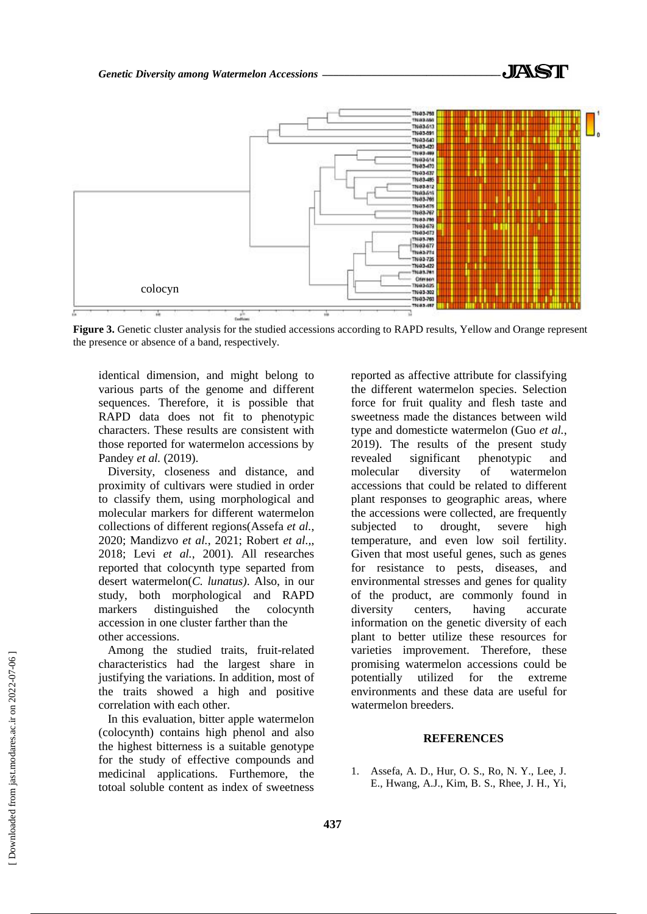**Figure 3.** Genetic cluster analysis for the studied accessions according to RAPD results, Yellow and Orange represent the presence or absence of a band, respectively.

identical dimension, and might belong to various parts of the genome and different sequences. Therefore, it is possible that RAPD data does not fit to phenotypic characters. These results are consistent with those reported for watermelon accessions by Pandey *et al.* (2019).

Diversity, closeness and distance, and proximity of cultivars were studied in order to classify them, using morphological and molecular markers for different watermelon collections of different regions(Assefa *et al.*, 2020; Mandizvo *et al.*, 2021; Robert *et al.*,, 2018; Levi *et al.*, 2001). All researches reported that colocynth type separted from desert watermelon(*C. lunatus)*. Also, in our study, both morphological and RAPD markers distinguished the colocynth accession in one cluster farther than the other accessions.

Among the studied traits, fruit-related characteristics had the largest share in justifying the variations. In addition, most of the traits showed a high and positive correlation with each other.

In this evaluation, bitter apple watermelon (colocynth) contains high phenol and also the highest bitterness is a suitable genotype for the study of effective compounds and medicinal applications. Furthemore, the totoal soluble content as index of sweetness reported as affective attribute for classifying the different watermelon species. Selection force for fruit quality and flesh taste and sweetness made the distances between wild type and domesticte watermelon (Guo *et al.*, 2019). The results of the present study revealed significant phenotypic and molecular diversity of watermelon accessions that could be related to different plant responses to geographic areas, where the accessions were collected, are frequently subjected to drought, severe high temperature, and even low soil fertility. Given that most useful genes, such as genes for resistance to pests, diseases, and environmental stresses and genes for quality of the product, are commonly found in diversity centers, having accurate information on the genetic diversity of each plant to better utilize these resources for varieties improvement. Therefore, these promising watermelon accessions could be potentially utilized for the extreme environments and these data are useful for watermelon breeders.

## REFERENCES

1. Assefa, A. D., Hur, O. S., Ro, N. Y., Lee, J. E., Hwang, A.J., Kim, B. S., Rhee, J. H., Yi,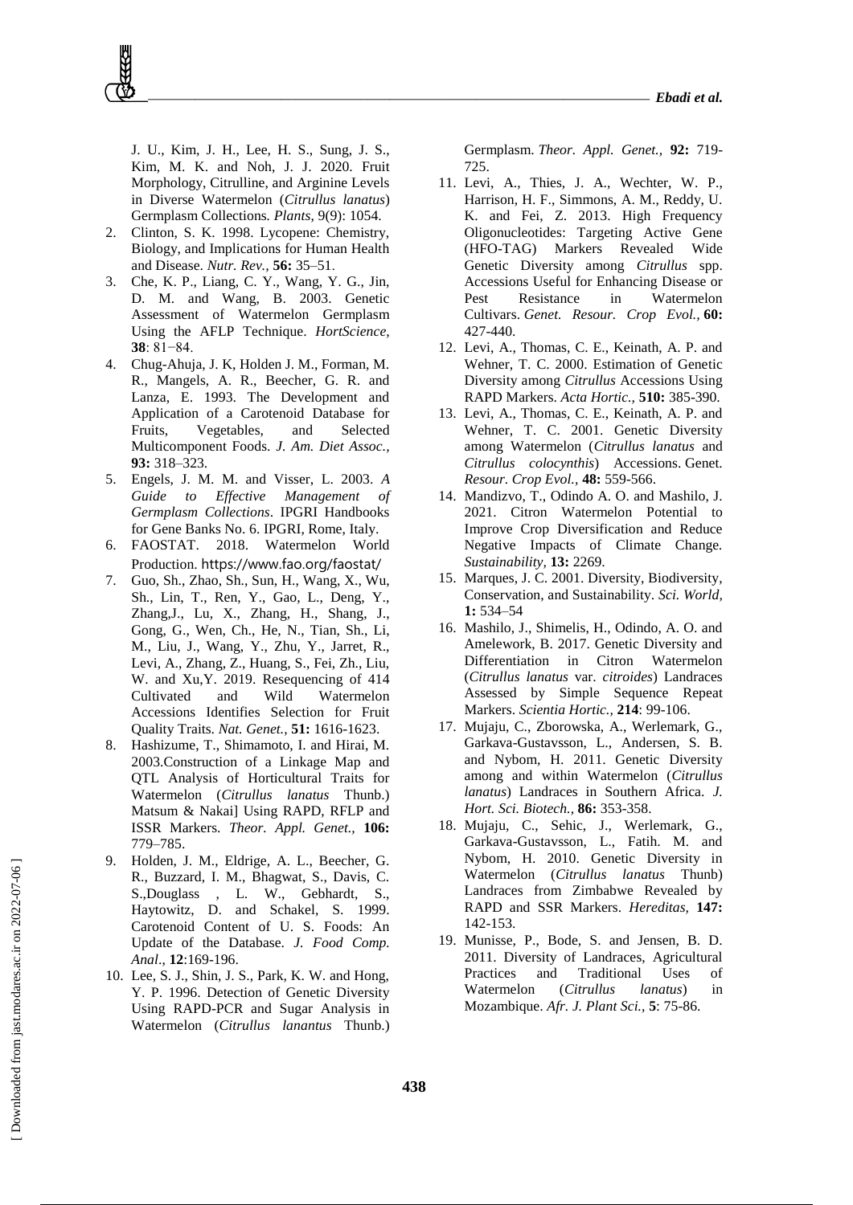J. U., Kim, J. H., Lee, H. S., Sung, J. S., Kim, M. K. and Noh, J. J. 2020. Fruit Morphology, Citrulline, and Arginine Levels in Diverse Watermelon (*Citrullus lanatus*) Germplasm Collections. *Plants,* 9(9): 1054.

2. Clinton, S. K. 1998. Lycopene: Chemistry, Biology, and Implications for Human Health and Disease. *Nutr. Rev.,* **56:** 35–51.
3. Che, K. P., Liang, C. Y., Wang, Y. G., Jin, D. M. and Wang, B. 2003. Genetic Assessment of Watermelon Germplasm Using the AFLP Technique. *HortScience,* **38**: 81−84.
4. Chug-Ahuja, J. K, Holden J. M., Forman, M. R., Mangels, A. R., Beecher, G. R. and Lanza, E. 1993. The Development and Application of a Carotenoid Database for Fruits, Vegetables, and Selected Multicomponent Foods. *J. Am. Diet Assoc.,* **93:** 318–323.
5. Engels, J. M. M. and Visser, L. 2003. *A Guide to Effective Management of Germplasm Collections*. IPGRI Handbooks for Gene Banks No. 6. IPGRI, Rome, Italy.
6. FAOSTAT. 2018. Watermelon World Production. https://www.fao.org/faostat/
7. Guo, Sh., Zhao, Sh., Sun, H., Wang, X., Wu, Sh., Lin, T., Ren, Y., Gao, L., Deng, Y., Zhang,J., Lu, X., Zhang, H., Shang, J., Gong, G., Wen, Ch., He, N., Tian, Sh., Li, M., Liu, J., Wang, Y., Zhu, Y., Jarret, R., Levi, A., Zhang, Z., Huang, S., Fei, Zh., Liu, W. and Xu,Y. 2019. Resequencing of 414 Cultivated and Wild Watermelon Accessions Identifies Selection for Fruit Quality Traits. *Nat. Genet.,* **51:** 1616-1623.
8. Hashizume, T., Shimamoto, I. and Hirai, M. 2003.Construction of a Linkage Map and QTL Analysis of Horticultural Traits for Watermelon (*Citrullus lanatus* Thunb.) Matsum & Nakai] Using RAPD, RFLP and ISSR Markers. *Theor. Appl. Genet.,* **106:** 779–785.
9. Holden, J. M., Eldrige, A. L., Beecher, G. R., Buzzard, I. M., Bhagwat, S., Davis, C. S.,Douglass , L. W., Gebhardt, S., Haytowitz, D. and Schakel, S. 1999. Carotenoid Content of U. S. Foods: An Update of the Database. *J. Food Comp. Anal*., **12**:169-196.
10. Lee, S. J., Shin, J. S., Park, K. W. and Hong, Y. P. 1996. Detection of Genetic Diversity Using RAPD-PCR and Sugar Analysis in Watermelon (*Citrullus lanantus* Thunb.) Germplasm. *Theor. Appl. Genet.,* **92:** 719-725.
11. Levi, A., Thies, J. A., Wechter, W. P., Harrison, H. F., Simmons, A. M., Reddy, U. K. and Fei, Z. 2013. High Frequency Oligonucleotides: Targeting Active Gene (HFO-TAG) Markers Revealed Wide Genetic Diversity among *Citrullus* spp. Accessions Useful for Enhancing Disease or Pest Resistance in Watermelon Cultivars. *Genet. Resour. Crop Evol.,* **60:** 427-440.
12. Levi, A., Thomas, C. E., Keinath, A. P. and Wehner, T. C. 2000. Estimation of Genetic Diversity among *Citrullus* Accessions Using RAPD Markers. *Acta Hortic.,* **510:** 385-390.
13. Levi, A., Thomas, C. E., Keinath, A. P. and Wehner, T. C. 2001. Genetic Diversity among Watermelon (*Citrullus lanatus* and *Citrullus colocynthis*) Accessions. Genet. *Resour. Crop Evol.,* **48:** 559-566.
14. Mandizvo, T., Odindo A. O. and Mashilo, J. 2021. Citron Watermelon Potential to Improve Crop Diversification and Reduce Negative Impacts of Climate Change. *Sustainability,* **13:** 2269.
15. Marques, J. C. 2001. Diversity, Biodiversity, Conservation, and Sustainability. *Sci. World,* **1:** 534–54
16. Mashilo, J., Shimelis, H., Odindo, A. O. and Amelework, B. 2017. Genetic Diversity and Differentiation in Citron Watermelon (*Citrullus lanatus* var. *citroides*) Landraces Assessed by Simple Sequence Repeat Markers. *Scientia Hortic.,* **214**: 99-106.
17. Mujaju, C., Zborowska, A., Werlemark, G., Garkava-Gustavsson, L., Andersen, S. B. and Nybom, H. 2011. Genetic Diversity among and within Watermelon (*Citrullus lanatus*) Landraces in Southern Africa. *J. Hort. Sci. Biotech.,* **86:** 353-358.
18. Mujaju, C., Sehic, J., Werlemark, G., Garkava-Gustavsson, L., Fatih. M. and Nybom, H. 2010. Genetic Diversity in Watermelon (*Citrullus lanatus* Thunb) Landraces from Zimbabwe Revealed by RAPD and SSR Markers. *Hereditas,* **147:** 142-153.
19. Munisse, P., Bode, S. and Jensen, B. D. 2011. Diversity of Landraces, Agricultural Practices and Traditional Uses of Watermelon (*Citrullus lanatus*) in Mozambique. *Afr. J. Plant Sci.,* **5**: 75-86.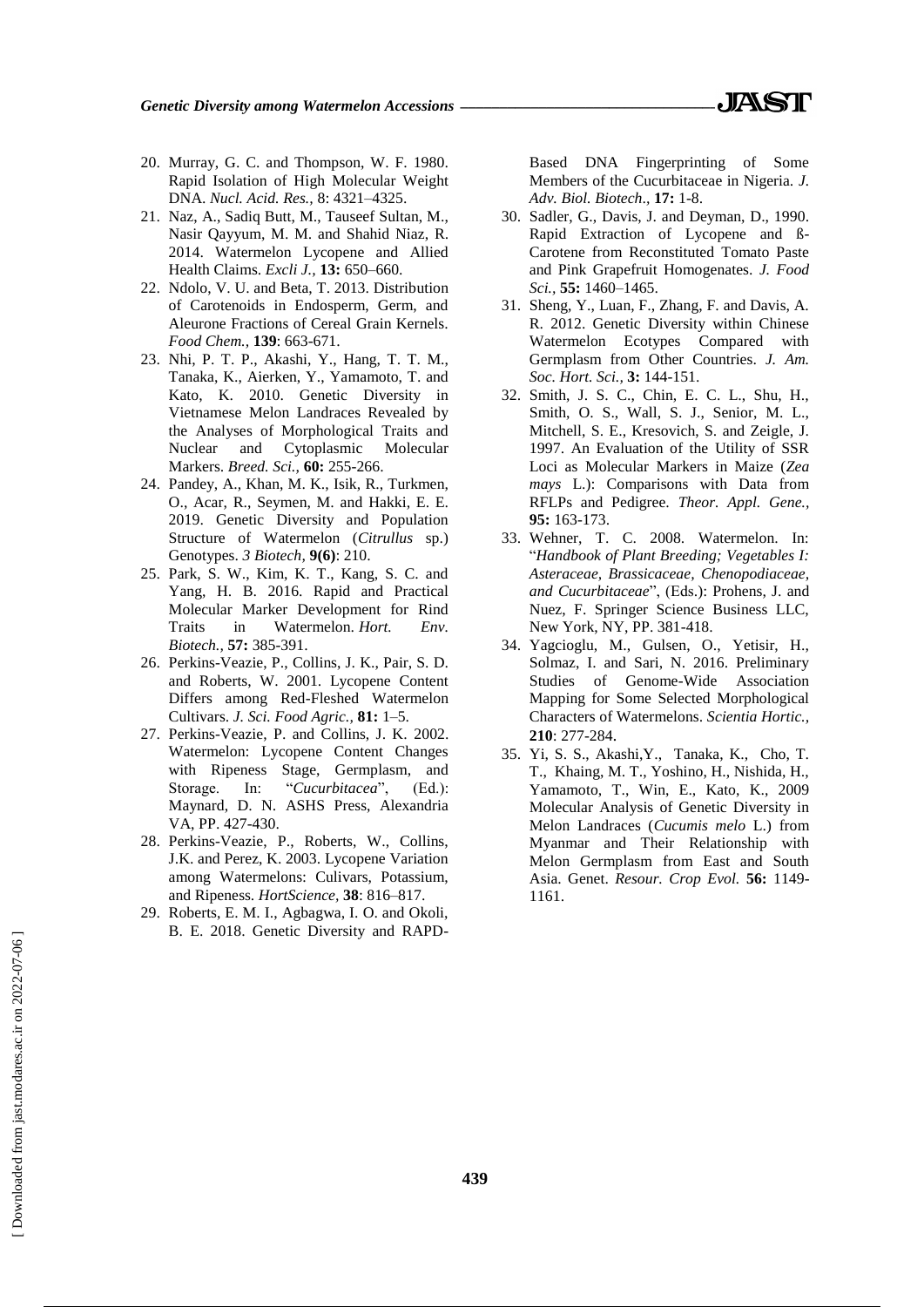20. Murray, G. C. and Thompson, W. F. 1980. Rapid Isolation of High Molecular Weight DNA. *Nucl. Acid. Res.,* 8: 4321–4325.
21. Naz, A., Sadiq Butt, M., Tauseef Sultan, M., Nasir Qayyum, M. M. and Shahid Niaz, R. 2014. Watermelon Lycopene and Allied Health Claims. *Excli J.,* **13:** 650–660.
22. Ndolo, V. U. and Beta, T. 2013. Distribution of Carotenoids in Endosperm, Germ, and Aleurone Fractions of Cereal Grain Kernels. *Food Chem.,* **139**: 663-671.
23. Nhi, P. T. P., Akashi, Y., Hang, T. T. M., Tanaka, K., Aierken, Y., Yamamoto, T. and Kato, K. 2010. Genetic Diversity in Vietnamese Melon Landraces Revealed by the Analyses of Morphological Traits and Nuclear and Cytoplasmic Molecular Markers. *Breed. Sci.,* **60:** 255-266.
24. Pandey, A., Khan, M. K., Isik, R., Turkmen, O., Acar, R., Seymen, M. and Hakki, E. E. 2019. Genetic Diversity and Population Structure of Watermelon (*Citrullus* sp.) Genotypes. *3 Biotech,* **9(6)**: 210.
25. Park, S. W., Kim, K. T., Kang, S. C. and Yang, H. B. 2016. Rapid and Practical Molecular Marker Development for Rind Traits in Watermelon. *Hort. Env. Biotech.,* **57:** 385-391.
26. Perkins-Veazie, P., Collins, J. K., Pair, S. D. and Roberts, W. 2001. Lycopene Content Differs among Red-Fleshed Watermelon Cultivars. *J. Sci. Food Agric.,* **81:** 1–5.
27. Perkins-Veazie, P. and Collins, J. K. 2002. Watermelon: Lycopene Content Changes with Ripeness Stage, Germplasm, and Storage. In: "*Cucurbitacea*", (Ed.): Maynard, D. N. ASHS Press, Alexandria VA, PP. 427-430.
28. Perkins-Veazie, P., Roberts, W., Collins, J.K. and Perez, K. 2003. Lycopene Variation among Watermelons: Culivars, Potassium, and Ripeness. *HortScience,* **38**: 816–817.
29. Roberts, E. M. I., Agbagwa, I. O. and Okoli, B. E. 2018. Genetic Diversity and RAPD-Based DNA Fingerprinting of Some Members of the Cucurbitaceae in Nigeria. *J. Adv. Biol. Biotech*., **17:** 1-8.
30. Sadler, G., Davis, J. and Deyman, D., 1990. Rapid Extraction of Lycopene and ß-Carotene from Reconstituted Tomato Paste and Pink Grapefruit Homogenates. *J. Food Sci.,* **55:** 1460–1465.
31. Sheng, Y., Luan, F., Zhang, F. and Davis, A. R. 2012. Genetic Diversity within Chinese Watermelon Ecotypes Compared with Germplasm from Other Countries. *J. Am. Soc. Hort. Sci.,* **3:** 144-151.
32. Smith, J. S. C., Chin, E. C. L., Shu, H., Smith, O. S., Wall, S. J., Senior, M. L., Mitchell, S. E., Kresovich, S. and Zeigle, J. 1997. An Evaluation of the Utility of SSR Loci as Molecular Markers in Maize (*Zea mays* L.): Comparisons with Data from RFLPs and Pedigree. *Theor. Appl. Gene.*, **95:** 163-173.
33. Wehner, T. C. 2008. Watermelon. In: "*Handbook of Plant Breeding; Vegetables I: Asteraceae, Brassicaceae, Chenopodiaceae, and Cucurbitaceae*", (Eds.): Prohens, J. and Nuez, F. Springer Science Business LLC, New York, NY, PP. 381-418.
34. Yagcioglu, M., Gulsen, O., Yetisir, H., Solmaz, I. and Sari, N. 2016. Preliminary Studies of Genome-Wide Association Mapping for Some Selected Morphological Characters of Watermelons. *Scientia Hortic.,* **210**: 277-284.
35. Yi, S. S., Akashi,Y., Tanaka, K., Cho, T. T., Khaing, M. T., Yoshino, H., Nishida, H., Yamamoto, T., Win, E., Kato, K., 2009 Molecular Analysis of Genetic Diversity in Melon Landraces (*Cucumis melo* L.) from Myanmar and Their Relationship with Melon Germplasm from East and South Asia. Genet. *Resour. Crop Evol.* **56:** 1149-1161.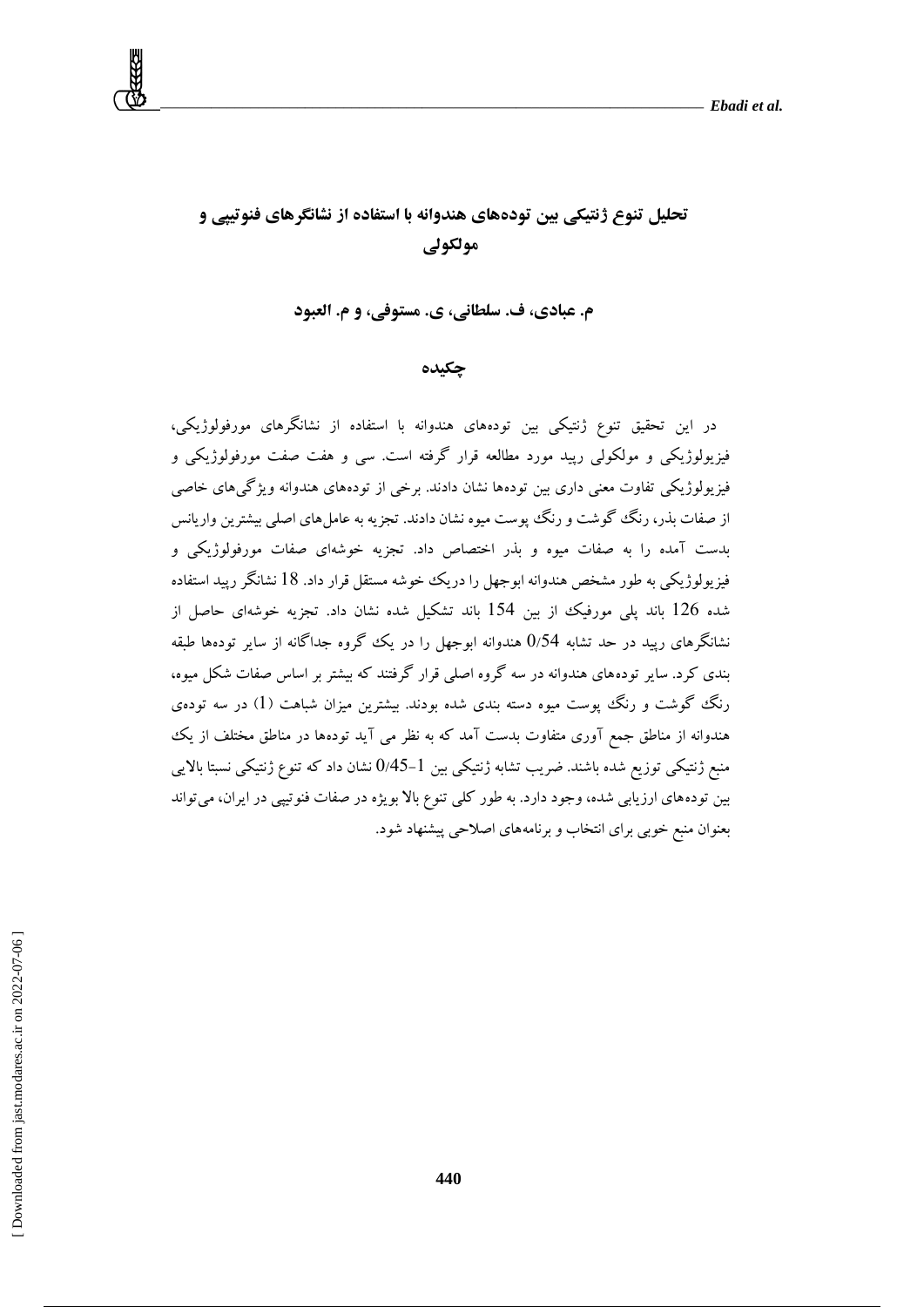# تحلیل تنوع ژنتیکی بین توده‌های هندوانه با استفاده از نشانگرهای فنوتیپی و مولکولی

**م. عبادی، ف. سلطانی، ی. مستوفی، و م. العبود**

## چکیده

در این تحقیق تنوع ژنتیکی بین توده‌های هندوانه با استفاده از نشانگرهای مورفولوژیکی، فیزیولوژیکی و مولکولی رپید مورد مطالعه قرار گرفته است. سی و هفت صفت مورفولوژیکی و فیزیولوژیکی تفاوت معنی داری بین توده‌ها نشان دادند. برخی از توده‌های هندوانه ویژگی‌های خاصی از صفات بذر، رنگ گوشت و رنگ پوست میوه نشان دادند. تجزیه به عامل‌های اصلی بیشترین واریانس بدست آمده را به صفات میوه و بذر اختصاص داد. تجزیه خوشه‌ای صفات مورفولوژیکی و فیزیولوژیکی به طور مشخص هندوانه ابوجهل را دریک خوشه مستقل قرار داد. 18 نشانگر رپید استفاده شده 126 باند پلی مورفیک از بین 154 باند تشکیل شده نشان داد. تجزیه خوشه‌ای حاصل از نشانگرهای رپید در حد تشابه 0/54 هندوانه ابوجهل را در یک گروه جداگانه از سایر توده‌ها طبقه بندی کرد. سایر توده‌های هندوانه در سه گروه اصلی قرار گرفتند که بیشتر بر اساس صفات شکل میوه، رنگ گوشت و رنگ پوست میوه دسته بندی شده بودند. بیشترین میزان شباهت (1) در سه توده‌ی هندوانه از مناطق جمع آوری متفاوت بدست آمد که به نظر می آید توده‌ها در مناطق مختلف از یک منبع ژنتیکی توزیع شده باشند. ضریب تشابه ژنتیکی بین 1-0/45 نشان داد که تنوع ژنتیکی نسبتا بالایی بین توده‌های ارزیابی شده، وجود دارد. به طور کلی تنوع بالا بویژه در صفات فنوتیپی در ایران، می‌تواند بعنوان منبع خوبی برای انتخاب و برنامه‌های اصلاحی پیشنهاد شود.